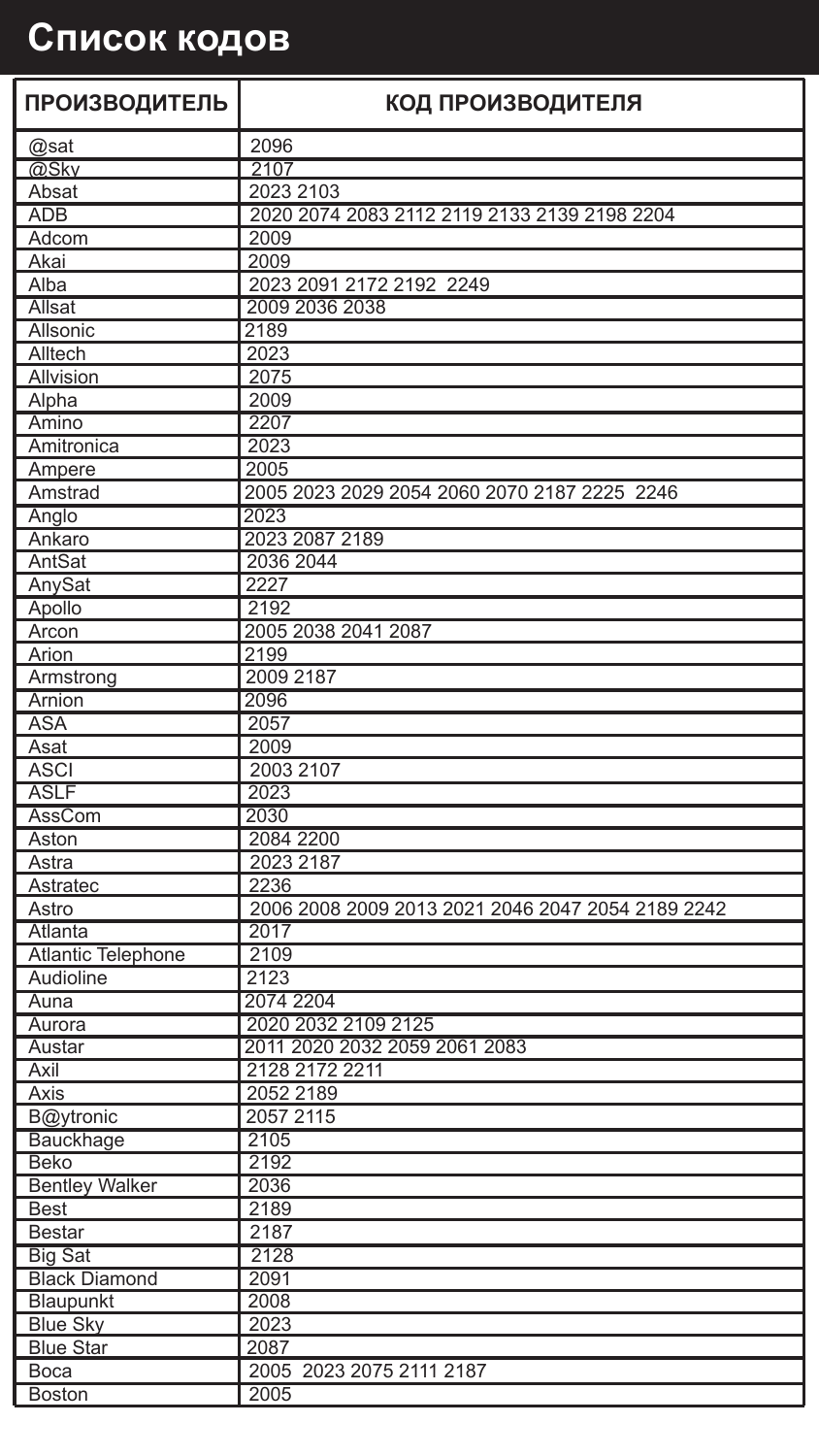# Список кодов

| ПРОИЗВОДИТЕЛЬ | КОД ПРОИЗВОДИТЕЛЯ |
|---|---|
| @sat | 2096 |
| @Sky | 2107 |
| Absat | 2023 2103 |
| ADB | 2020 2074 2083 2112 2119 2133 2139 2198 2204 |
| Adcom | 2009 |
| Akai | 2009 |
| Alba | 2023 2091 2172 2192 2249 |
| Allsat | 2009 2036 2038 |
| Allsonic | 2189 |
| Alltech | 2023 |
| Allvision | 2075 |
| Alpha | 2009 |
| Amino | 2207 |
| Amitronica | 2023 |
| Ampere | 2005 |
| Amstrad | 2005 2023 2029 2054 2060 2070 2187 2225 2246 |
| Anglo | 2023 |
| Ankaro | 2023 2087 2189 |
| AntSat | 2036 2044 |
| AnySat | 2227 |
| Apollo | 2192 |
| Arcon | 2005 2038 2041 2087 |
| Arion | 2199 |
| Armstrong | 2009 2187 |
| Arnion | 2096 |
| ASA | 2057 |
| Asat | 2009 |
| ASCI | 2003 2107 |
| ASLF | 2023 |
| AssCom | 2030 |
| Aston | 2084 2200 |
| Astra | 2023 2187 |
| Astratec | 2236 |
| Astro | 2006 2008 2009 2013 2021 2046 2047 2054 2189 2242 |
| Atlanta | 2017 |
| Atlantic Telephone | 2109 |
| Audioline | 2123 |
| Auna | 2074 2204 |
| Aurora | 2020 2032 2109 2125 |
| Austar | 2011 2020 2032 2059 2061 2083 |
| Axil | 2128 2172 2211 |
| Axis | 2052 2189 |
| B@ytronic | 2057 2115 |
| Bauckhage | 2105 |
| Beko | 2192 |
| Bentley Walker | 2036 |
| Best | 2189 |
| Bestar | 2187 |
| Big Sat | 2128 |
| Black Diamond | 2091 |
| Blaupunkt | 2008 |
| Blue Sky | 2023 |
| Blue Star | 2087 |
| Boca | 2005 2023 2075 2111 2187 |
| Boston | 2005 |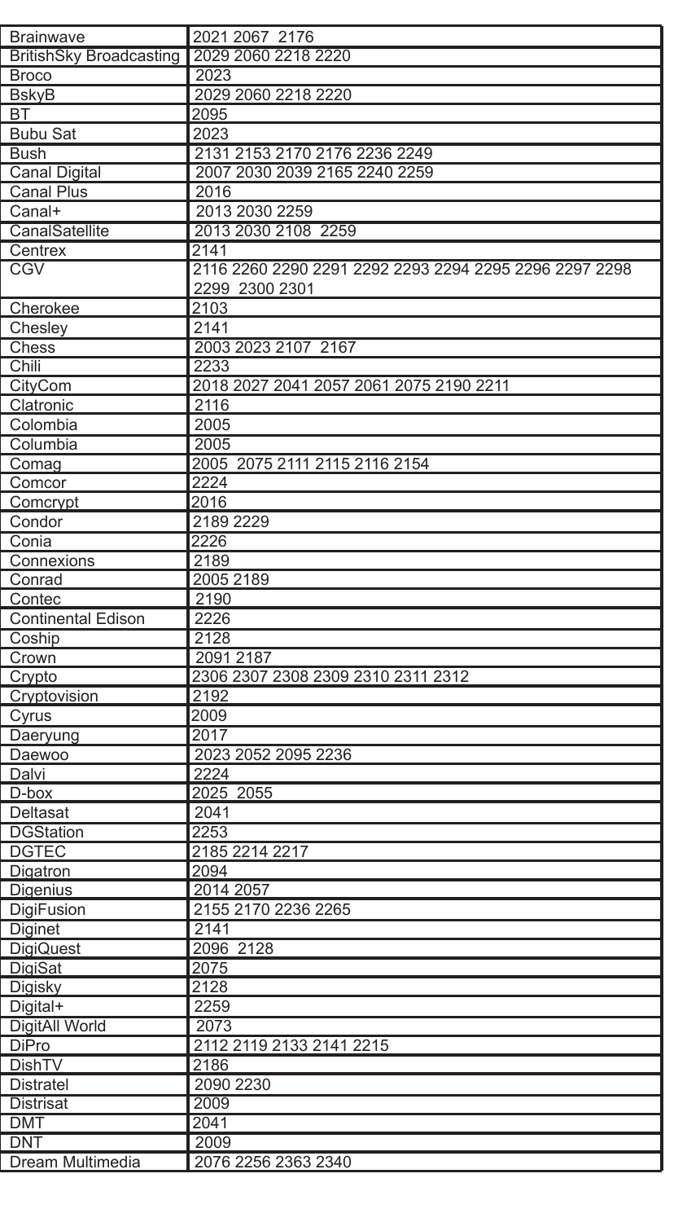| | |
|---|---|
| Brainwave | 2021 2067 2176 |
| BritishSky Broadcasting | 2029 2060 2218 2220 |
| Broco | 2023 |
| BskyB | 2029 2060 2218 2220 |
| BT | 2095 |
| Bubu Sat | 2023 |
| Bush | 2131 2153 2170 2176 2236 2249 |
| Canal Digital | 2007 2030 2039 2165 2240 2259 |
| Canal Plus | 2016 |
| Canal+ | 2013 2030 2259 |
| CanalSatellite | 2013 2030 2108 2259 |
| Centrex | 2141 |
| CGV | 2116 2260 2290 2291 2292 2293 2294 2295 2296 2297 2298 2299 2300 2301 |
| Cherokee | 2103 |
| Chesley | 2141 |
| Chess | 2003 2023 2107 2167 |
| Chili | 2233 |
| CityCom | 2018 2027 2041 2057 2061 2075 2190 2211 |
| Clatronic | 2116 |
| Colombia | 2005 |
| Columbia | 2005 |
| Comag | 2005 2075 2111 2115 2116 2154 |
| Comcor | 2224 |
| Comcrypt | 2016 |
| Condor | 2189 2229 |
| Conia | 2226 |
| Connexions | 2189 |
| Conrad | 2005 2189 |
| Contec | 2190 |
| Continental Edison | 2226 |
| Coship | 2128 |
| Crown | 2091 2187 |
| Crypto | 2306 2307 2308 2309 2310 2311 2312 |
| Cryptovision | 2192 |
| Cyrus | 2009 |
| Daeryung | 2017 |
| Daewoo | 2023 2052 2095 2236 |
| Dalvi | 2224 |
| D-box | 2025 2055 |
| Deltasat | 2041 |
| DGStation | 2253 |
| DGTEC | 2185 2214 2217 |
| Digatron | 2094 |
| Digenius | 2014 2057 |
| DigiFusion | 2155 2170 2236 2265 |
| Diginet | 2141 |
| DigiQuest | 2096 2128 |
| DigiSat | 2075 |
| Digisky | 2128 |
| Digital+ | 2259 |
| DigitAll World | 2073 |
| DiPro | 2112 2119 2133 2141 2215 |
| DishTV | 2186 |
| Distratel | 2090 2230 |
| Distrisat | 2009 |
| DMT | 2041 |
| DNT | 2009 |
| Dream Multimedia | 2076 2256 2363 2340 |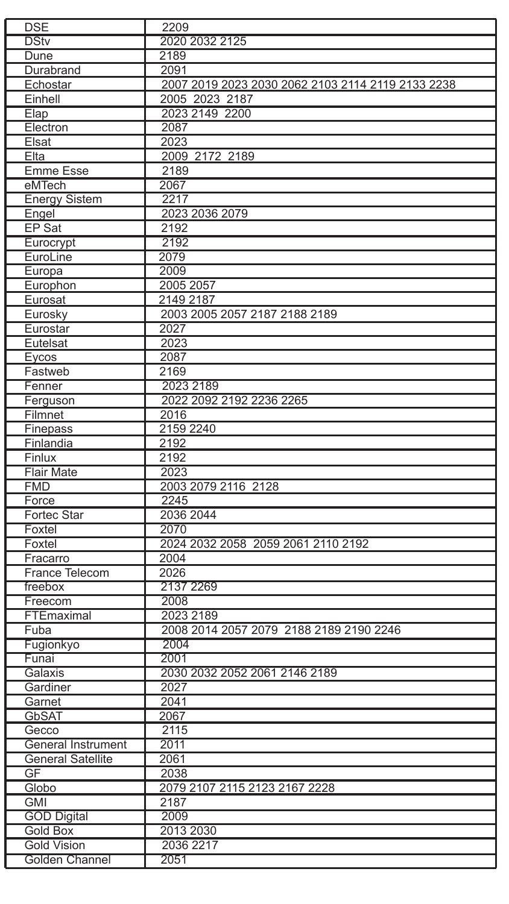| DSE | 2209 |
|---|---|
| DStv | 2020 2032 2125 |
| Dune | 2189 |
| Durabrand | 2091 |
| Echostar | 2007 2019 2023 2030 2062 2103 2114 2119 2133 2238 |
| Einhell | 2005 2023 2187 |
| Elap | 2023 2149 2200 |
| Electron | 2087 |
| Elsat | 2023 |
| Elta | 2009 2172 2189 |
| Emme Esse | 2189 |
| eMTech | 2067 |
| Energy Sistem | 2217 |
| Engel | 2023 2036 2079 |
| EP Sat | 2192 |
| Eurocrypt | 2192 |
| EuroLine | 2079 |
| Europa | 2009 |
| Europhon | 2005 2057 |
| Eurosat | 2149 2187 |
| Eurosky | 2003 2005 2057 2187 2188 2189 |
| Eurostar | 2027 |
| Eutelsat | 2023 |
| Eycos | 2087 |
| Fastweb | 2169 |
| Fenner | 2023 2189 |
| Ferguson | 2022 2092 2192 2236 2265 |
| Filmnet | 2016 |
| Finepass | 2159 2240 |
| Finlandia | 2192 |
| Finlux | 2192 |
| Flair Mate | 2023 |
| FMD | 2003 2079 2116 2128 |
| Force | 2245 |
| Fortec Star | 2036 2044 |
| Foxtel | 2070 |
| Foxtel | 2024 2032 2058 2059 2061 2110 2192 |
| Fracarro | 2004 |
| France Telecom | 2026 |
| freebox | 2137 2269 |
| Freecom | 2008 |
| FTEmaximal | 2023 2189 |
| Fuba | 2008 2014 2057 2079 2188 2189 2190 2246 |
| Fugionkyo | 2004 |
| Funai | 2001 |
| Galaxis | 2030 2032 2052 2061 2146 2189 |
| Gardiner | 2027 |
| Garnet | 2041 |
| GbSAT | 2067 |
| Gecco | 2115 |
| General Instrument | 2011 |
| General Satellite | 2061 |
| GF | 2038 |
| Globo | 2079 2107 2115 2123 2167 2228 |
| GMI | 2187 |
| GOD Digital | 2009 |
| Gold Box | 2013 2030 |
| Gold Vision | 2036 2217 |
| Golden Channel | 2051 |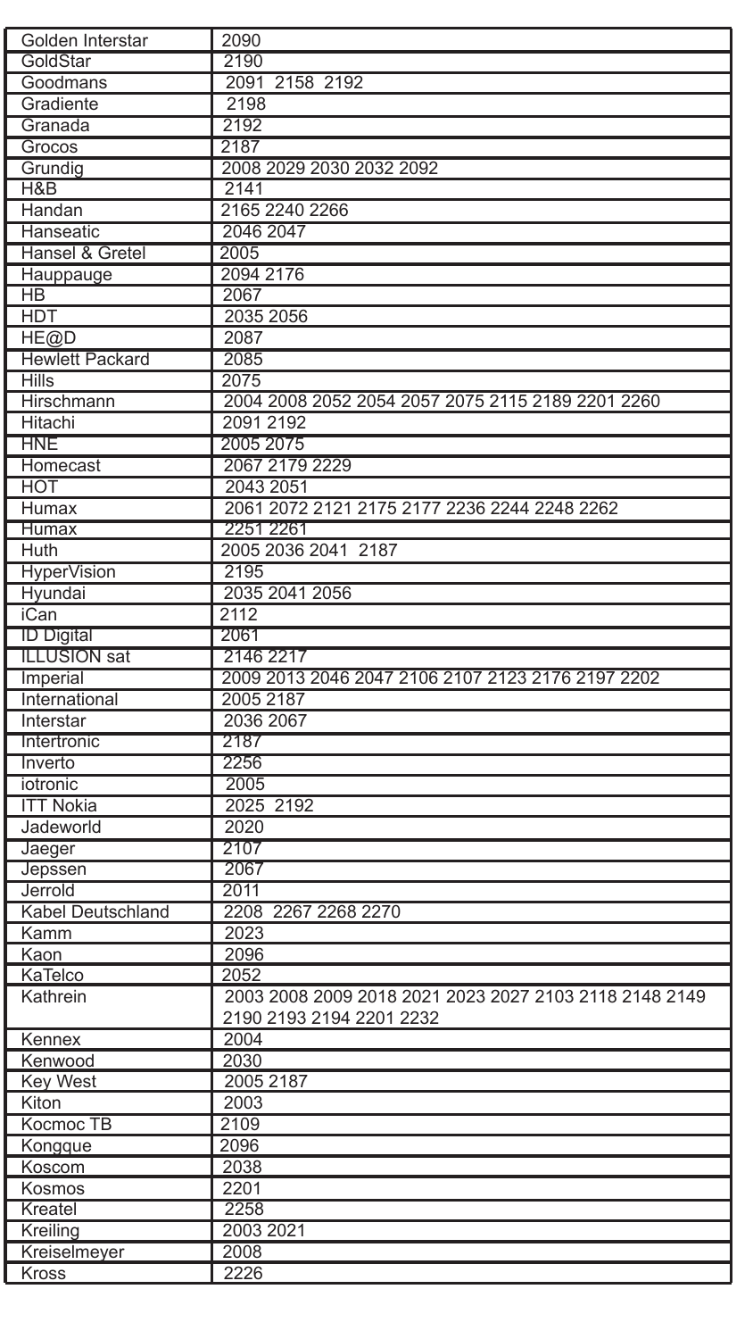| Golden Interstar | 2090 |
|---|---|
| GoldStar | 2190 |
| Goodmans | 2091 2158 2192 |
| Gradiente | 2198 |
| Granada | 2192 |
| Grocos | 2187 |
| Grundig | 2008 2029 2030 2032 2092 |
| H&B | 2141 |
| Handan | 2165 2240 2266 |
| Hanseatic | 2046 2047 |
| Hansel & Gretel | 2005 |
| Hauppauge | 2094 2176 |
| HB | 2067 |
| HDT | 2035 2056 |
| HE@D | 2087 |
| Hewlett Packard | 2085 |
| Hills | 2075 |
| Hirschmann | 2004 2008 2052 2054 2057 2075 2115 2189 2201 2260 |
| Hitachi | 2091 2192 |
| HNE | 2005 2075 |
| Homecast | 2067 2179 2229 |
| HOT | 2043 2051 |
| Humax | 2061 2072 2121 2175 2177 2236 2244 2248 2262 |
| Humax | 2251 2261 |
| Huth | 2005 2036 2041 2187 |
| HyperVision | 2195 |
| Hyundai | 2035 2041 2056 |
| iCan | 2112 |
| ID Digital | 2061 |
| ILLUSION sat | 2146 2217 |
| Imperial | 2009 2013 2046 2047 2106 2107 2123 2176 2197 2202 |
| International | 2005 2187 |
| Interstar | 2036 2067 |
| Intertronic | 2187 |
| Inverto | 2256 |
| iotronic | 2005 |
| ITT Nokia | 2025 2192 |
| Jadeworld | 2020 |
| Jaeger | 2107 |
| Jepssen | 2067 |
| Jerrold | 2011 |
| Kabel Deutschland | 2208 2267 2268 2270 |
| Kamm | 2023 |
| Kaon | 2096 |
| KaTelco | 2052 |
| Kathrein | 2003 2008 2009 2018 2021 2023 2027 2103 2118 2148 2149 2190 2193 2194 2201 2232 |
| Kennex | 2004 |
| Kenwood | 2030 |
| Key West | 2005 2187 |
| Kiton | 2003 |
| Kocmoc TB | 2109 |
| Kongque | 2096 |
| Koscom | 2038 |
| Kosmos | 2201 |
| Kreatel | 2258 |
| Kreiling | 2003 2021 |
| Kreiselmeyer | 2008 |
| Kross | 2226 |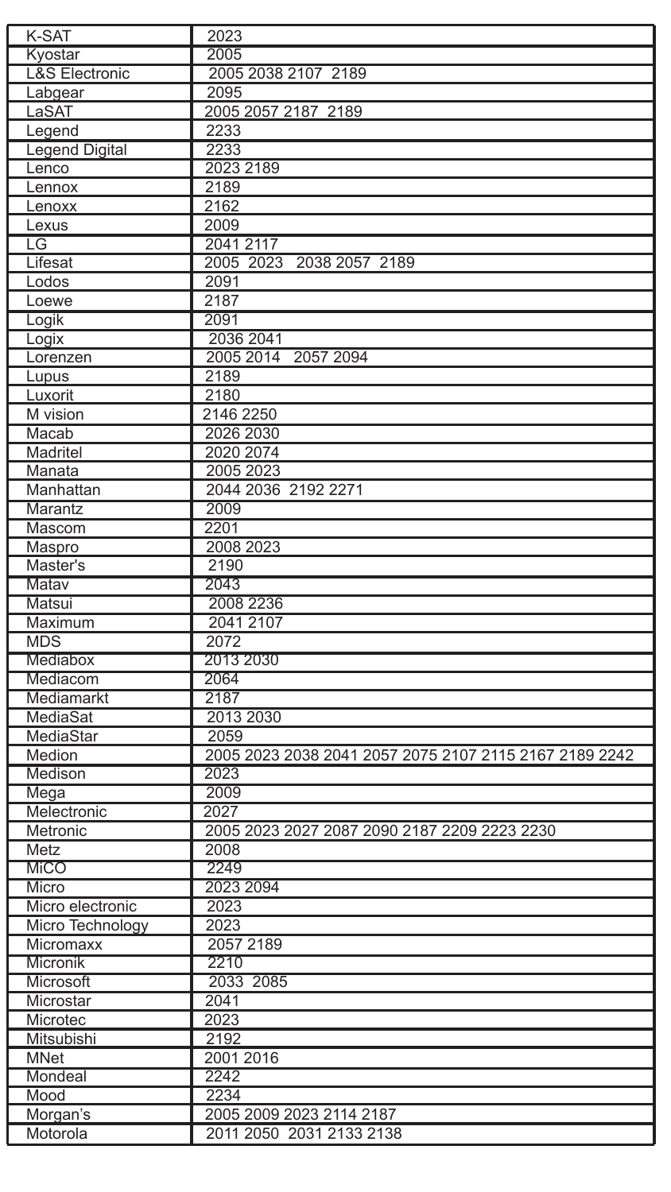| K-SAT | 2023 |
|---|---|
| Kyostar | 2005 |
| L&S Electronic | 2005 2038 2107 2189 |
| Labgear | 2095 |
| LaSAT | 2005 2057 2187 2189 |
| Legend | 2233 |
| Legend Digital | 2233 |
| Lenco | 2023 2189 |
| Lennox | 2189 |
| Lenoxx | 2162 |
| Lexus | 2009 |
| LG | 2041 2117 |
| Lifesat | 2005 2023 2038 2057 2189 |
| Lodos | 2091 |
| Loewe | 2187 |
| Logik | 2091 |
| Logix | 2036 2041 |
| Lorenzen | 2005 2014 2057 2094 |
| Lupus | 2189 |
| Luxorit | 2180 |
| M vision | 2146 2250 |
| Macab | 2026 2030 |
| Madritel | 2020 2074 |
| Manata | 2005 2023 |
| Manhattan | 2044 2036 2192 2271 |
| Marantz | 2009 |
| Mascom | 2201 |
| Maspro | 2008 2023 |
| Master's | 2190 |
| Matav | 2043 |
| Matsui | 2008 2236 |
| Maximum | 2041 2107 |
| MDS | 2072 |
| Mediabox | 2013 2030 |
| Mediacom | 2064 |
| Mediamarkt | 2187 |
| MediaSat | 2013 2030 |
| MediaStar | 2059 |
| Medion | 2005 2023 2038 2041 2057 2075 2107 2115 2167 2189 2242 |
| Medison | 2023 |
| Mega | 2009 |
| Melectronic | 2027 |
| Metronic | 2005 2023 2027 2087 2090 2187 2209 2223 2230 |
| Metz | 2008 |
| MiCO | 2249 |
| Micro | 2023 2094 |
| Micro electronic | 2023 |
| Micro Technology | 2023 |
| Micromaxx | 2057 2189 |
| Micronik | 2210 |
| Microsoft | 2033 2085 |
| Microstar | 2041 |
| Microtec | 2023 |
| Mitsubishi | 2192 |
| MNet | 2001 2016 |
| Mondeal | 2242 |
| Mood | 2234 |
| Morgan's | 2005 2009 2023 2114 2187 |
| Motorola | 2011 2050 2031 2133 2138 |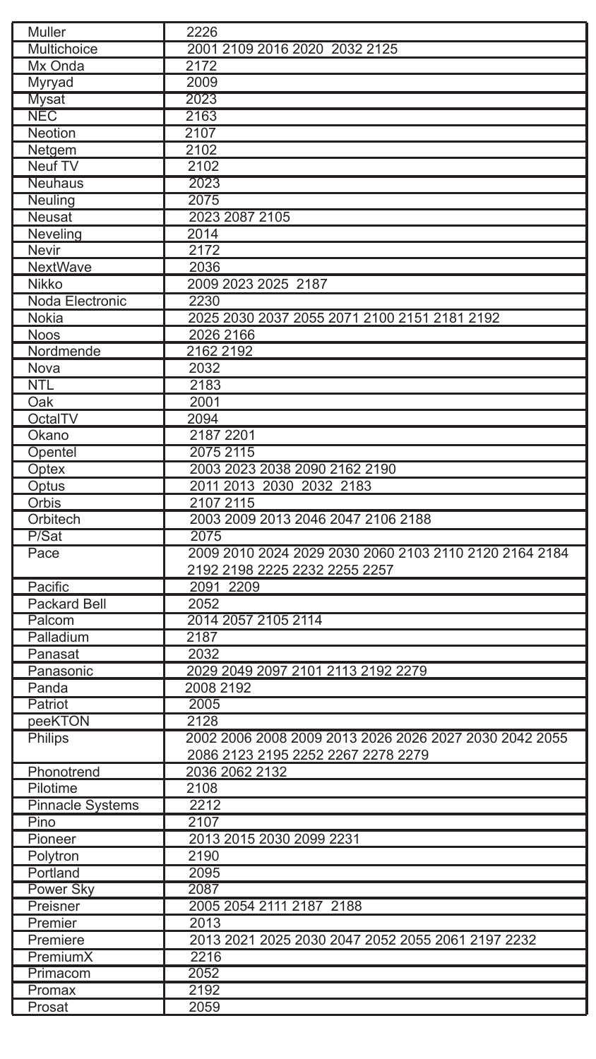| | |
|---|---|
| Muller | 2226 |
| Multichoice | 2001 2109 2016 2020 2032 2125 |
| Mx Onda | 2172 |
| Myryad | 2009 |
| Mysat | 2023 |
| NEC | 2163 |
| Neotion | 2107 |
| Netgem | 2102 |
| Neuf TV | 2102 |
| Neuhaus | 2023 |
| Neuling | 2075 |
| Neusat | 2023 2087 2105 |
| Neveling | 2014 |
| Nevir | 2172 |
| NextWave | 2036 |
| Nikko | 2009 2023 2025 2187 |
| Noda Electronic | 2230 |
| Nokia | 2025 2030 2037 2055 2071 2100 2151 2181 2192 |
| Noos | 2026 2166 |
| Nordmende | 2162 2192 |
| Nova | 2032 |
| NTL | 2183 |
| Oak | 2001 |
| OctalTV | 2094 |
| Okano | 2187 2201 |
| Opentel | 2075 2115 |
| Optex | 2003 2023 2038 2090 2162 2190 |
| Optus | 2011 2013 2030 2032 2183 |
| Orbis | 2107 2115 |
| Orbitech | 2003 2009 2013 2046 2047 2106 2188 |
| P/Sat | 2075 |
| Pace | 2009 2010 2024 2029 2030 2060 2103 2110 2120 2164 2184 2192 2198 2225 2232 2255 2257 |
| Pacific | 2091 2209 |
| Packard Bell | 2052 |
| Palcom | 2014 2057 2105 2114 |
| Palladium | 2187 |
| Panasat | 2032 |
| Panasonic | 2029 2049 2097 2101 2113 2192 2279 |
| Panda | 2008 2192 |
| Patriot | 2005 |
| peeKTON | 2128 |
| Philips | 2002 2006 2008 2009 2013 2026 2026 2027 2030 2042 2055 2086 2123 2195 2252 2267 2278 2279 |
| Phonotrend | 2036 2062 2132 |
| Pilotime | 2108 |
| Pinnacle Systems | 2212 |
| Pino | 2107 |
| Pioneer | 2013 2015 2030 2099 2231 |
| Polytron | 2190 |
| Portland | 2095 |
| Power Sky | 2087 |
| Preisner | 2005 2054 2111 2187 2188 |
| Premier | 2013 |
| Premiere | 2013 2021 2025 2030 2047 2052 2055 2061 2197 2232 |
| PremiumX | 2216 |
| Primacom | 2052 |
| Promax | 2192 |
| Prosat | 2059 |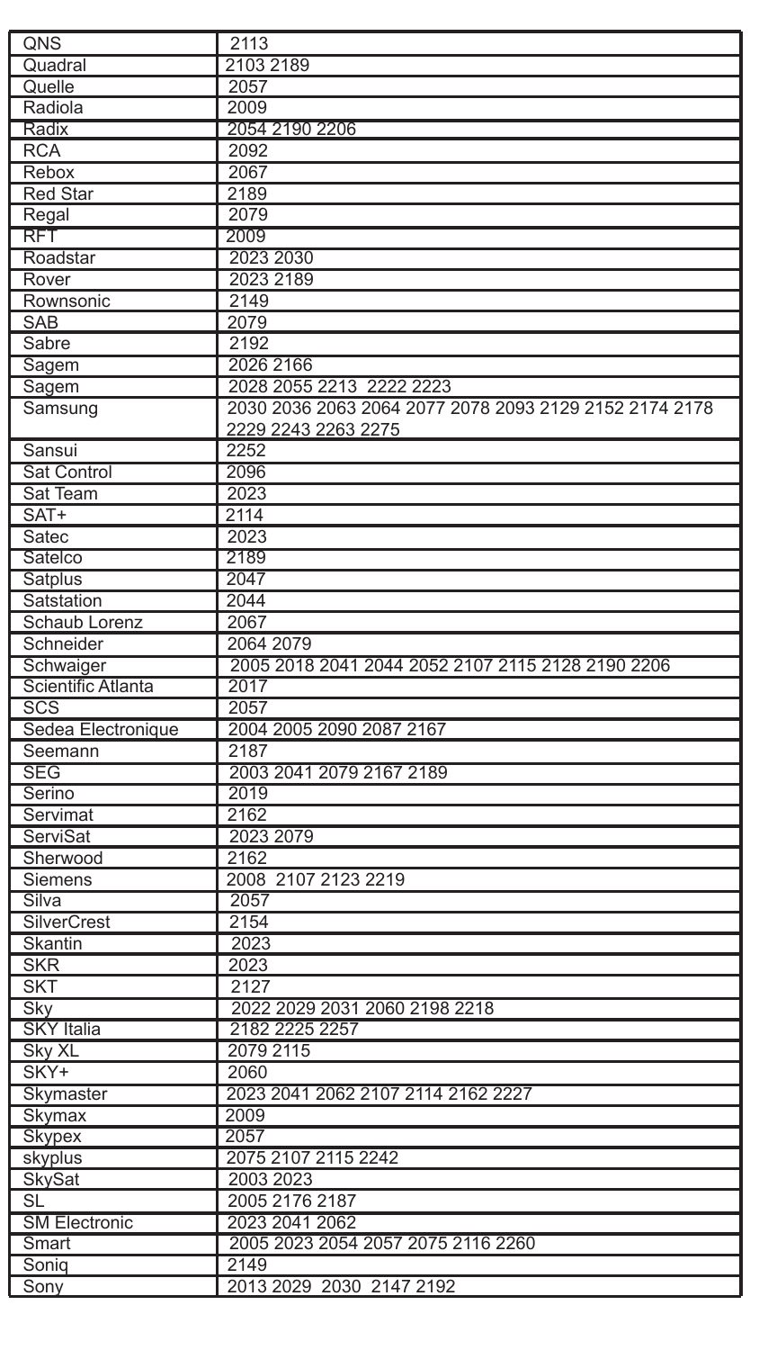| QNS | 2113 |
|---|---|
| Quadral | 2103 2189 |
| Quelle | 2057 |
| Radiola | 2009 |
| Radix | 2054 2190 2206 |
| RCA | 2092 |
| Rebox | 2067 |
| Red Star | 2189 |
| Regal | 2079 |
| RFT | 2009 |
| Roadstar | 2023 2030 |
| Rover | 2023 2189 |
| Rownsonic | 2149 |
| SAB | 2079 |
| Sabre | 2192 |
| Sagem | 2026 2166 |
| Sagem | 2028 2055 2213 2222 2223 |
| Samsung | 2030 2036 2063 2064 2077 2078 2093 2129 2152 2174 2178 2229 2243 2263 2275 |
| Sansui | 2252 |
| Sat Control | 2096 |
| Sat Team | 2023 |
| SAT+ | 2114 |
| Satec | 2023 |
| Satelco | 2189 |
| Satplus | 2047 |
| Satstation | 2044 |
| Schaub Lorenz | 2067 |
| Schneider | 2064 2079 |
| Schwaiger | 2005 2018 2041 2044 2052 2107 2115 2128 2190 2206 |
| Scientific Atlanta | 2017 |
| SCS | 2057 |
| Sedea Electronique | 2004 2005 2090 2087 2167 |
| Seemann | 2187 |
| SEG | 2003 2041 2079 2167 2189 |
| Serino | 2019 |
| Servimat | 2162 |
| ServiSat | 2023 2079 |
| Sherwood | 2162 |
| Siemens | 2008 2107 2123 2219 |
| Silva | 2057 |
| SilverCrest | 2154 |
| Skantin | 2023 |
| SKR | 2023 |
| SKT | 2127 |
| Sky | 2022 2029 2031 2060 2198 2218 |
| SKY Italia | 2182 2225 2257 |
| Sky XL | 2079 2115 |
| SKY+ | 2060 |
| Skymaster | 2023 2041 2062 2107 2114 2162 2227 |
| Skymax | 2009 |
| Skypex | 2057 |
| skyplus | 2075 2107 2115 2242 |
| SkySat | 2003 2023 |
| SL | 2005 2176 2187 |
| SM Electronic | 2023 2041 2062 |
| Smart | 2005 2023 2054 2057 2075 2116 2260 |
| Soniq | 2149 |
| Sony | 2013 2029 2030 2147 2192 |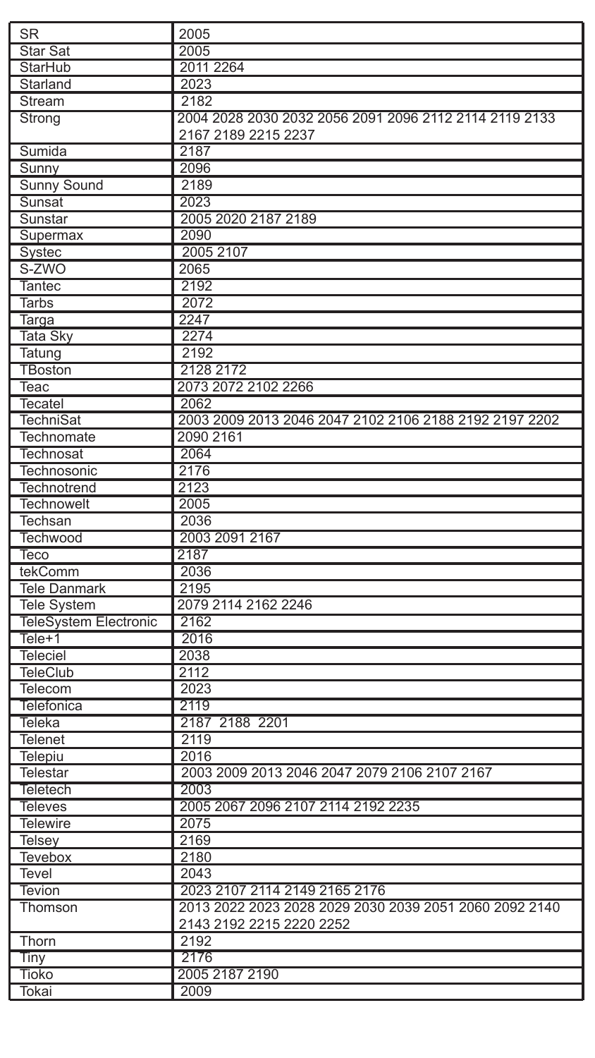| SR | 2005 |
|---|---|
| Star Sat | 2005 |
| StarHub | 2011 2264 |
| Starland | 2023 |
| Stream | 2182 |
| Strong | 2004 2028 2030 2032 2056 2091 2096 2112 2114 2119 2133 2167 2189 2215 2237 |
| Sumida | 2187 |
| Sunny | 2096 |
| Sunny Sound | 2189 |
| Sunsat | 2023 |
| Sunstar | 2005 2020 2187 2189 |
| Supermax | 2090 |
| Systec | 2005 2107 |
| S-ZWO | 2065 |
| Tantec | 2192 |
| Tarbs | 2072 |
| Targa | 2247 |
| Tata Sky | 2274 |
| Tatung | 2192 |
| TBoston | 2128 2172 |
| Teac | 2073 2072 2102 2266 |
| Tecatel | 2062 |
| TechniSat | 2003 2009 2013 2046 2047 2102 2106 2188 2192 2197 2202 |
| Technomate | 2090 2161 |
| Technosat | 2064 |
| Technosonic | 2176 |
| Technotrend | 2123 |
| Technowelt | 2005 |
| Techsan | 2036 |
| Techwood | 2003 2091 2167 |
| Teco | 2187 |
| tekComm | 2036 |
| Tele Danmark | 2195 |
| Tele System | 2079 2114 2162 2246 |
| TeleSystem Electronic | 2162 |
| Tele+1 | 2016 |
| Teleciel | 2038 |
| TeleClub | 2112 |
| Telecom | 2023 |
| Telefonica | 2119 |
| Teleka | 2187 2188 2201 |
| Telenet | 2119 |
| Telepiu | 2016 |
| Telestar | 2003 2009 2013 2046 2047 2079 2106 2107 2167 |
| Teletech | 2003 |
| Televes | 2005 2067 2096 2107 2114 2192 2235 |
| Telewire | 2075 |
| Telsey | 2169 |
| Tevebox | 2180 |
| Tevel | 2043 |
| Tevion | 2023 2107 2114 2149 2165 2176 |
| Thomson | 2013 2022 2023 2028 2029 2030 2039 2051 2060 2092 2140 2143 2192 2215 2220 2252 |
| Thorn | 2192 |
| Tiny | 2176 |
| Tioko | 2005 2187 2190 |
| Tokai | 2009 |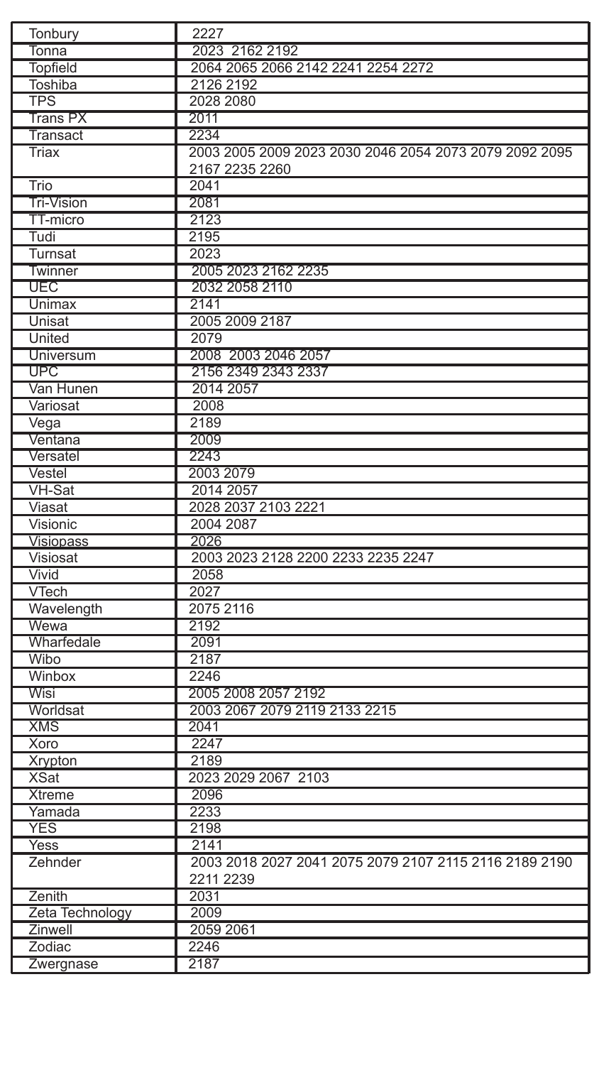| | |
|---|---|
| Tonbury | 2227 |
| Tonna | 2023 2162 2192 |
| Topfield | 2064 2065 2066 2142 2241 2254 2272 |
| Toshiba | 2126 2192 |
| TPS | 2028 2080 |
| Trans PX | 2011 |
| Transact | 2234 |
| Triax | 2003 2005 2009 2023 2030 2046 2054 2073 2079 2092 2095 2167 2235 2260 |
| Trio | 2041 |
| Tri-Vision | 2081 |
| TT-micro | 2123 |
| Tudi | 2195 |
| Turnsat | 2023 |
| Twinner | 2005 2023 2162 2235 |
| UEC | 2032 2058 2110 |
| Unimax | 2141 |
| Unisat | 2005 2009 2187 |
| United | 2079 |
| Universum | 2008 2003 2046 2057 |
| UPC | 2156 2349 2343 2337 |
| Van Hunen | 2014 2057 |
| Variosat | 2008 |
| Vega | 2189 |
| Ventana | 2009 |
| Versatel | 2243 |
| Vestel | 2003 2079 |
| VH-Sat | 2014 2057 |
| Viasat | 2028 2037 2103 2221 |
| Visionic | 2004 2087 |
| Visiopass | 2026 |
| Visiosat | 2003 2023 2128 2200 2233 2235 2247 |
| Vivid | 2058 |
| VTech | 2027 |
| Wavelength | 2075 2116 |
| Wewa | 2192 |
| Wharfedale | 2091 |
| Wibo | 2187 |
| Winbox | 2246 |
| Wisi | 2005 2008 2057 2192 |
| Worldsat | 2003 2067 2079 2119 2133 2215 |
| XMS | 2041 |
| Xoro | 2247 |
| Xrypton | 2189 |
| XSat | 2023 2029 2067 2103 |
| Xtreme | 2096 |
| Yamada | 2233 |
| YES | 2198 |
| Yess | 2141 |
| Zehnder | 2003 2018 2027 2041 2075 2079 2107 2115 2116 2189 2190 2211 2239 |
| Zenith | 2031 |
| Zeta Technology | 2009 |
| Zinwell | 2059 2061 |
| Zodiac | 2246 |
| Zwergnase | 2187 |